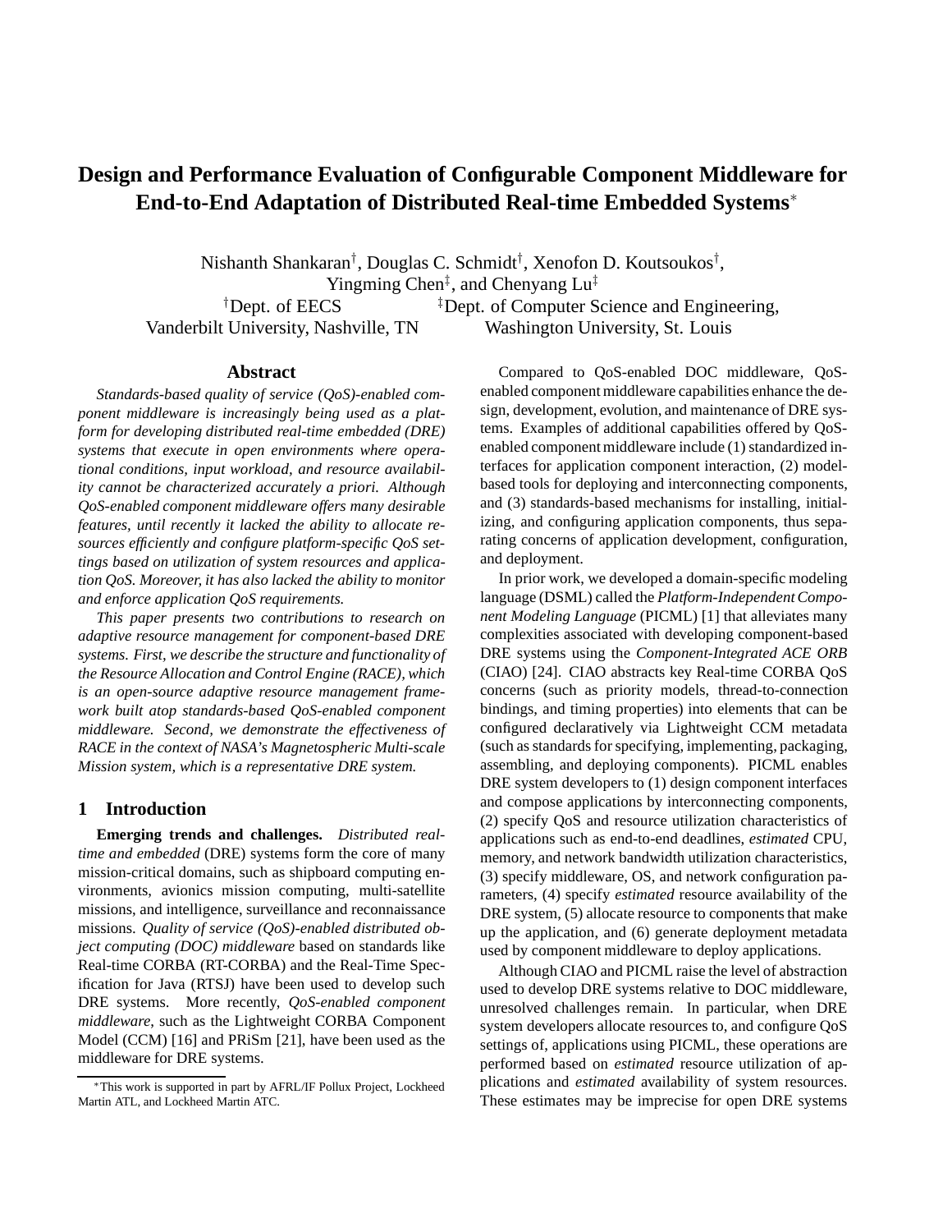# Design and Performance Evaluation of Configurable Component Middleware for End-to-End Adaptation of Distributed Real-time Embedded Systems*

Nishanth Shankaran†, Douglas C. Schmidt†, Xenofon D. Koutsoukos†, Yingming Chen‡, and Chenyang Lu‡

†Dept. of EECS, Vanderbilt University, Nashville, TN

‡Dept. of Computer Science and Engineering, Washington University, St. Louis

## Abstract

*Standards-based quality of service (QoS)-enabled component middleware is increasingly being used as a platform for developing distributed real-time embedded (DRE) systems that execute in open environments where operational conditions, input workload, and resource availability cannot be characterized accurately a priori. Although QoS-enabled component middleware offers many desirable features, until recently it lacked the ability to allocate resources efficiently and configure platform-specific QoS settings based on utilization of system resources and application QoS. Moreover, it has also lacked the ability to monitor and enforce application QoS requirements.*

*This paper presents two contributions to research on adaptive resource management for component-based DRE systems. First, we describe the structure and functionality of the Resource Allocation and Control Engine (RACE), which is an open-source adaptive resource management framework built atop standards-based QoS-enabled component middleware. Second, we demonstrate the effectiveness of RACE in the context of NASA's Magnetospheric Multi-scale Mission system, which is a representative DRE system.*

## 1 Introduction

**Emerging trends and challenges.** *Distributed real-time and embedded* (DRE) systems form the core of many mission-critical domains, such as shipboard computing environments, avionics mission computing, multi-satellite missions, and intelligence, surveillance and reconnaissance missions. *Quality of service (QoS)-enabled distributed object computing (DOC) middleware* based on standards like Real-time CORBA (RT-CORBA) and the Real-Time Specification for Java (RTSJ) have been used to develop such DRE systems. More recently, *QoS-enabled component middleware*, such as the Lightweight CORBA Component Model (CCM) [16] and PRiSm [21], have been used as the middleware for DRE systems.

Compared to QoS-enabled DOC middleware, QoS-enabled component middleware capabilities enhance the design, development, evolution, and maintenance of DRE systems. Examples of additional capabilities offered by QoS-enabled component middleware include (1) standardized interfaces for application component interaction, (2) model-based tools for deploying and interconnecting components, and (3) standards-based mechanisms for installing, initializing, and configuring application components, thus separating concerns of application development, configuration, and deployment.

In prior work, we developed a domain-specific modeling language (DSML) called the *Platform-Independent Component Modeling Language* (PICML) [1] that alleviates many complexities associated with developing component-based DRE systems using the *Component-Integrated ACE ORB* (CIAO) [24]. CIAO abstracts key Real-time CORBA QoS concerns (such as priority models, thread-to-connection bindings, and timing properties) into elements that can be configured declaratively via Lightweight CCM metadata (such as standards for specifying, implementing, packaging, assembling, and deploying components). PICML enables DRE system developers to (1) design component interfaces and compose applications by interconnecting components, (2) specify QoS and resource utilization characteristics of applications such as end-to-end deadlines, *estimated* CPU, memory, and network bandwidth utilization characteristics, (3) specify middleware, OS, and network configuration parameters, (4) specify *estimated* resource availability of the DRE system, (5) allocate resource to components that make up the application, and (6) generate deployment metadata used by component middleware to deploy applications.

Although CIAO and PICML raise the level of abstraction used to develop DRE systems relative to DOC middleware, unresolved challenges remain. In particular, when DRE system developers allocate resources to, and configure QoS settings of, applications using PICML, these operations are performed based on *estimated* resource utilization of applications and *estimated* availability of system resources. These estimates may be imprecise for open DRE systems

*This work is supported in part by AFRL/IF Pollux Project, Lockheed Martin ATL, and Lockheed Martin ATC.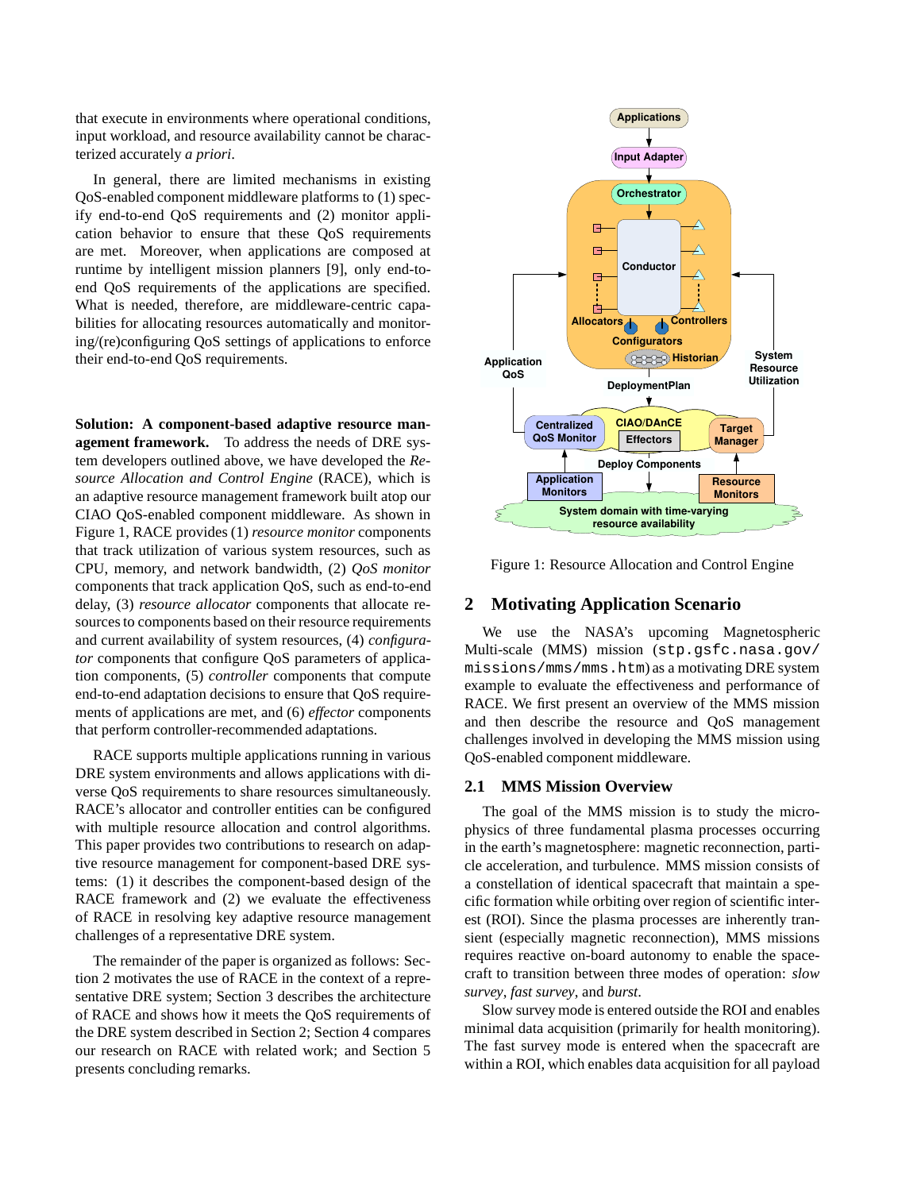that execute in environments where operational conditions, input workload, and resource availability cannot be characterized accurately *a priori*.

In general, there are limited mechanisms in existing QoS-enabled component middleware platforms to (1) specify end-to-end QoS requirements and (2) monitor application behavior to ensure that these QoS requirements are met. Moreover, when applications are composed at runtime by intelligent mission planners [9], only end-to-end QoS requirements of the applications are specified. What is needed, therefore, are middleware-centric capabilities for allocating resources automatically and monitoring/(re)configuring QoS settings of applications to enforce their end-to-end QoS requirements.

**Solution: A component-based adaptive resource management framework.** To address the needs of DRE system developers outlined above, we have developed the *Resource Allocation and Control Engine* (RACE), which is an adaptive resource management framework built atop our CIAO QoS-enabled component middleware. As shown in Figure 1, RACE provides (1) *resource monitor* components that track utilization of various system resources, such as CPU, memory, and network bandwidth, (2) *QoS monitor* components that track application QoS, such as end-to-end delay, (3) *resource allocator* components that allocate resources to components based on their resource requirements and current availability of system resources, (4) *configurator* components that configure QoS parameters of application components, (5) *controller* components that compute end-to-end adaptation decisions to ensure that QoS requirements of applications are met, and (6) *effector* components that perform controller-recommended adaptations.

RACE supports multiple applications running in various DRE system environments and allows applications with diverse QoS requirements to share resources simultaneously. RACE's allocator and controller entities can be configured with multiple resource allocation and control algorithms. This paper provides two contributions to research on adaptive resource management for component-based DRE systems: (1) it describes the component-based design of the RACE framework and (2) we evaluate the effectiveness of RACE in resolving key adaptive resource management challenges of a representative DRE system.

The remainder of the paper is organized as follows: Section 2 motivates the use of RACE in the context of a representative DRE system; Section 3 describes the architecture of RACE and shows how it meets the QoS requirements of the DRE system described in Section 2; Section 4 compares our research on RACE with related work; and Section 5 presents concluding remarks.

Figure 1: Resource Allocation and Control Engine

## 2 Motivating Application Scenario

We use the NASA's upcoming Magnetospheric Multi-scale (MMS) mission (stp.gsfc.nasa.gov/missions/mms/mms.htm) as a motivating DRE system example to evaluate the effectiveness and performance of RACE. We first present an overview of the MMS mission and then describe the resource and QoS management challenges involved in developing the MMS mission using QoS-enabled component middleware.

### 2.1 MMS Mission Overview

The goal of the MMS mission is to study the microphysics of three fundamental plasma processes occurring in the earth's magnetosphere: magnetic reconnection, particle acceleration, and turbulence. MMS mission consists of a constellation of identical spacecraft that maintain a specific formation while orbiting over region of scientific interest (ROI). Since the plasma processes are inherently transient (especially magnetic reconnection), MMS missions requires reactive on-board autonomy to enable the spacecraft to transition between three modes of operation: *slow survey*, *fast survey*, and *burst*.

Slow survey mode is entered outside the ROI and enables minimal data acquisition (primarily for health monitoring). The fast survey mode is entered when the spacecraft are within a ROI, which enables data acquisition for all payload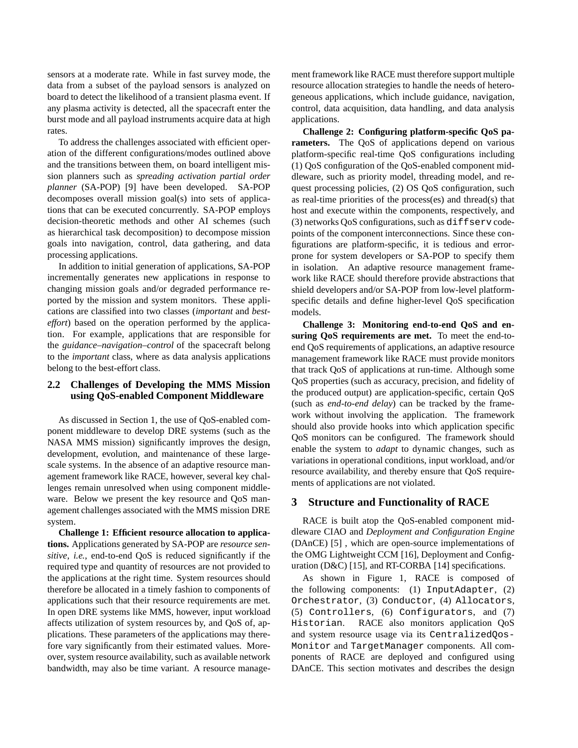sensors at a moderate rate. While in fast survey mode, the data from a subset of the payload sensors is analyzed on board to detect the likelihood of a transient plasma event. If any plasma activity is detected, all the spacecraft enter the burst mode and all payload instruments acquire data at high rates.

To address the challenges associated with efficient operation of the different configurations/modes outlined above and the transitions between them, on board intelligent mission planners such as *spreading activation partial order planner* (SA-POP) [9] have been developed. SA-POP decomposes overall mission goal(s) into sets of applications that can be executed concurrently. SA-POP employs decision-theoretic methods and other AI schemes (such as hierarchical task decomposition) to decompose mission goals into navigation, control, data gathering, and data processing applications.

In addition to initial generation of applications, SA-POP incrementally generates new applications in response to changing mission goals and/or degraded performance reported by the mission and system monitors. These applications are classified into two classes (*important* and *best-effort*) based on the operation performed by the application. For example, applications that are responsible for the *guidance–navigation–control* of the spacecraft belong to the *important* class, where as data analysis applications belong to the best-effort class.

### 2.2 Challenges of Developing the MMS Mission using QoS-enabled Component Middleware

As discussed in Section 1, the use of QoS-enabled component middleware to develop DRE systems (such as the NASA MMS mission) significantly improves the design, development, evolution, and maintenance of these large-scale systems. In the absence of an adaptive resource management framework like RACE, however, several key challenges remain unresolved when using component middleware. Below we present the key resource and QoS management challenges associated with the MMS mission DRE system.

**Challenge 1: Efficient resource allocation to applications.** Applications generated by SA-POP are *resource sensitive*, *i.e.*, end-to-end QoS is reduced significantly if the required type and quantity of resources are not provided to the applications at the right time. System resources should therefore be allocated in a timely fashion to components of applications such that their resource requirements are met. In open DRE systems like MMS, however, input workload affects utilization of system resources by, and QoS of, applications. These parameters of the applications may therefore vary significantly from their estimated values. Moreover, system resource availability, such as available network bandwidth, may also be time variant. A resource management framework like RACE must therefore support multiple resource allocation strategies to handle the needs of heterogeneous applications, which include guidance, navigation, control, data acquisition, data handling, and data analysis applications.

**Challenge 2: Configuring platform-specific QoS parameters.** The QoS of applications depend on various platform-specific real-time QoS configurations including (1) QoS configuration of the QoS-enabled component middleware, such as priority model, threading model, and request processing policies, (2) OS QoS configuration, such as real-time priorities of the process(es) and thread(s) that host and execute within the components, respectively, and (3) networks QoS configurations, such as `diffserv` codepoints of the component interconnections. Since these configurations are platform-specific, it is tedious and error-prone for system developers or SA-POP to specify them in isolation. An adaptive resource management framework like RACE should therefore provide abstractions that shield developers and/or SA-POP from low-level platform-specific details and define higher-level QoS specification models.

**Challenge 3: Monitoring end-to-end QoS and ensuring QoS requirements are met.** To meet the end-to-end QoS requirements of applications, an adaptive resource management framework like RACE must provide monitors that track QoS of applications at run-time. Although some QoS properties (such as accuracy, precision, and fidelity of the produced output) are application-specific, certain QoS (such as *end-to-end delay*) can be tracked by the framework without involving the application. The framework should also provide hooks into which application specific QoS monitors can be configured. The framework should enable the system to *adapt* to dynamic changes, such as variations in operational conditions, input workload, and/or resource availability, and thereby ensure that QoS requirements of applications are not violated.

## 3 Structure and Functionality of RACE

RACE is built atop the QoS-enabled component middleware CIAO and *Deployment and Configuration Engine* (DAnCE) [5] , which are open-source implementations of the OMG Lightweight CCM [16], Deployment and Configuration (D&C) [15], and RT-CORBA [14] specifications.

As shown in Figure 1, RACE is composed of the following components: (1) `InputAdapter`, (2) `Orchestrator`, (3) `Conductor`, (4) `Allocators`, (5) `Controllers`, (6) `Configurators`, and (7) `Historian`. RACE also monitors application QoS and system resource usage via its `CentralizedQos-Monitor` and `TargetManager` components. All components of RACE are deployed and configured using DAnCE. This section motivates and describes the design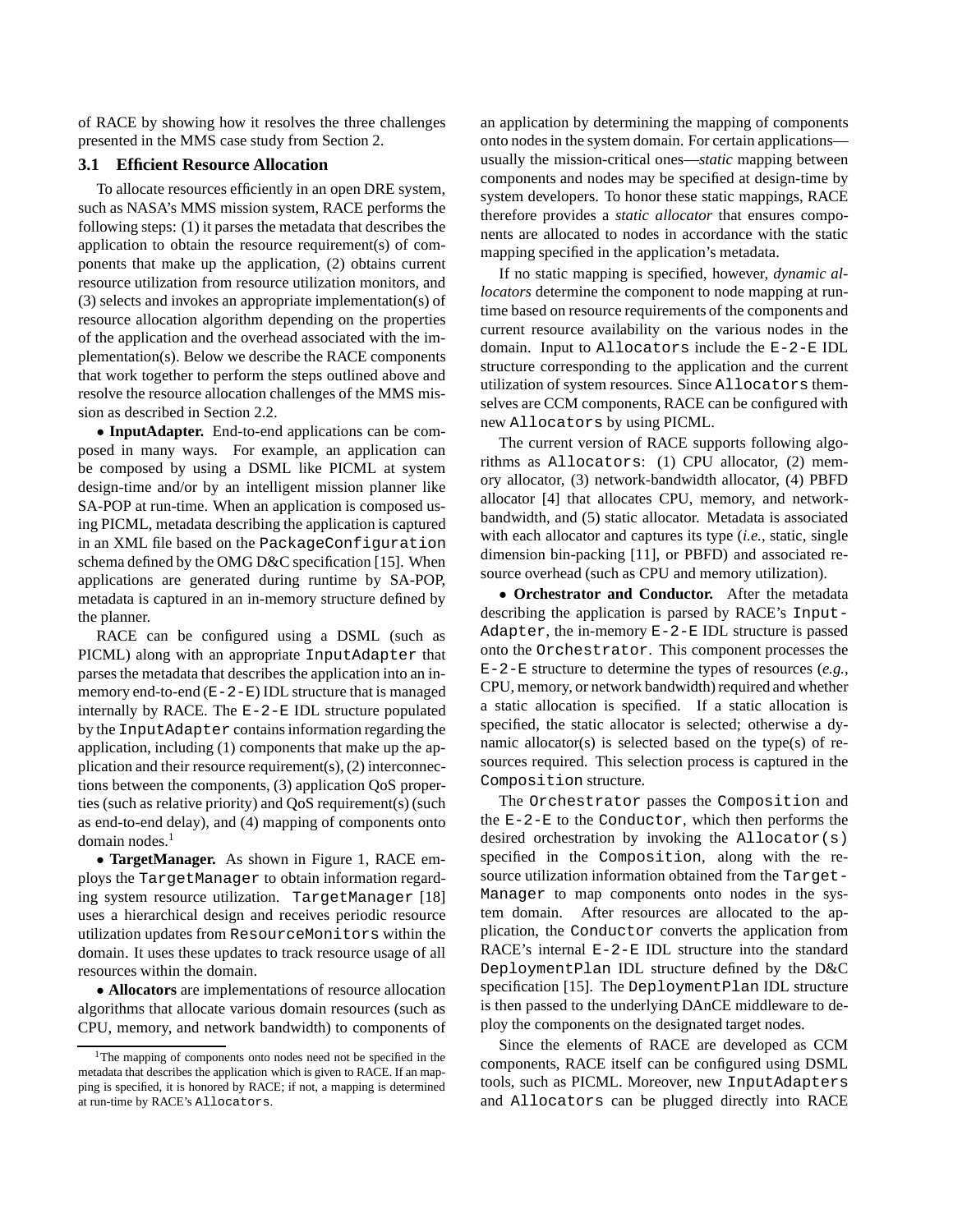of RACE by showing how it resolves the three challenges presented in the MMS case study from Section 2.

### 3.1 Efficient Resource Allocation

To allocate resources efficiently in an open DRE system, such as NASA's MMS mission system, RACE performs the following steps: (1) it parses the metadata that describes the application to obtain the resource requirement(s) of components that make up the application, (2) obtains current resource utilization from resource utilization monitors, and (3) selects and invokes an appropriate implementation(s) of resource allocation algorithm depending on the properties of the application and the overhead associated with the implementation(s). Below we describe the RACE components that work together to perform the steps outlined above and resolve the resource allocation challenges of the MMS mission as described in Section 2.2.

• **InputAdapter.** End-to-end applications can be composed in many ways. For example, an application can be composed by using a DSML like PICML at system design-time and/or by an intelligent mission planner like SA-POP at run-time. When an application is composed using PICML, metadata describing the application is captured in an XML file based on the `PackageConfiguration` schema defined by the OMG D&C specification [15]. When applications are generated during runtime by SA-POP, metadata is captured in an in-memory structure defined by the planner.

RACE can be configured using a DSML (such as PICML) along with an appropriate `InputAdapter` that parses the metadata that describes the application into an in-memory end-to-end (`E-2-E`) IDL structure that is managed internally by RACE. The `E-2-E` IDL structure populated by the `InputAdapter` contains information regarding the application, including (1) components that make up the application and their resource requirement(s), (2) interconnections between the components, (3) application QoS properties (such as relative priority) and QoS requirement(s) (such as end-to-end delay), and (4) mapping of components onto domain nodes.[1]

• **TargetManager.** As shown in Figure 1, RACE employs the `TargetManager` to obtain information regarding system resource utilization. `TargetManager` [18] uses a hierarchical design and receives periodic resource utilization updates from `ResourceMonitors` within the domain. It uses these updates to track resource usage of all resources within the domain.

• **Allocators** are implementations of resource allocation algorithms that allocate various domain resources (such as CPU, memory, and network bandwidth) to components of an application by determining the mapping of components onto nodes in the system domain. For certain applications—usually the mission-critical ones—*static* mapping between components and nodes may be specified at design-time by system developers. To honor these static mappings, RACE therefore provides a *static allocator* that ensures components are allocated to nodes in accordance with the static mapping specified in the application's metadata.

If no static mapping is specified, however, *dynamic allocators* determine the component to node mapping at runtime based on resource requirements of the components and current resource availability on the various nodes in the domain. Input to `Allocators` include the `E-2-E` IDL structure corresponding to the application and the current utilization of system resources. Since `Allocators` themselves are CCM components, RACE can be configured with new `Allocators` by using PICML.

The current version of RACE supports following algorithms as `Allocators`: (1) CPU allocator, (2) memory allocator, (3) network-bandwidth allocator, (4) PBFD allocator [4] that allocates CPU, memory, and network-bandwidth, and (5) static allocator. Metadata is associated with each allocator and captures its type (*i.e.*, static, single dimension bin-packing [11], or PBFD) and associated resource overhead (such as CPU and memory utilization).

• **Orchestrator and Conductor.** After the metadata describing the application is parsed by RACE's `InputAdapter`, the in-memory `E-2-E` IDL structure is passed onto the `Orchestrator`. This component processes the `E-2-E` structure to determine the types of resources (*e.g.*, CPU, memory, or network bandwidth) required and whether a static allocation is specified. If a static allocation is specified, the static allocator is selected; otherwise a dynamic allocator(s) is selected based on the type(s) of resources required. This selection process is captured in the `Composition` structure.

The `Orchestrator` passes the `Composition` and the `E-2-E` to the `Conductor`, which then performs the desired orchestration by invoking the `Allocator(s)` specified in the `Composition`, along with the resource utilization information obtained from the `TargetManager` to map components onto nodes in the system domain. After resources are allocated to the application, the `Conductor` converts the application from RACE's internal `E-2-E` IDL structure into the standard `DeploymentPlan` IDL structure defined by the D&C specification [15]. The `DeploymentPlan` IDL structure is then passed to the underlying DAnCE middleware to deploy the components on the designated target nodes.

Since the elements of RACE are developed as CCM components, RACE itself can be configured using DSML tools, such as PICML. Moreover, new `InputAdapters` and `Allocators` can be plugged directly into RACE

---

[1] The mapping of components onto nodes need not be specified in the metadata that describes the application which is given to RACE. If an mapping is specified, it is honored by RACE; if not, a mapping is determined at run-time by RACE's `Allocators`.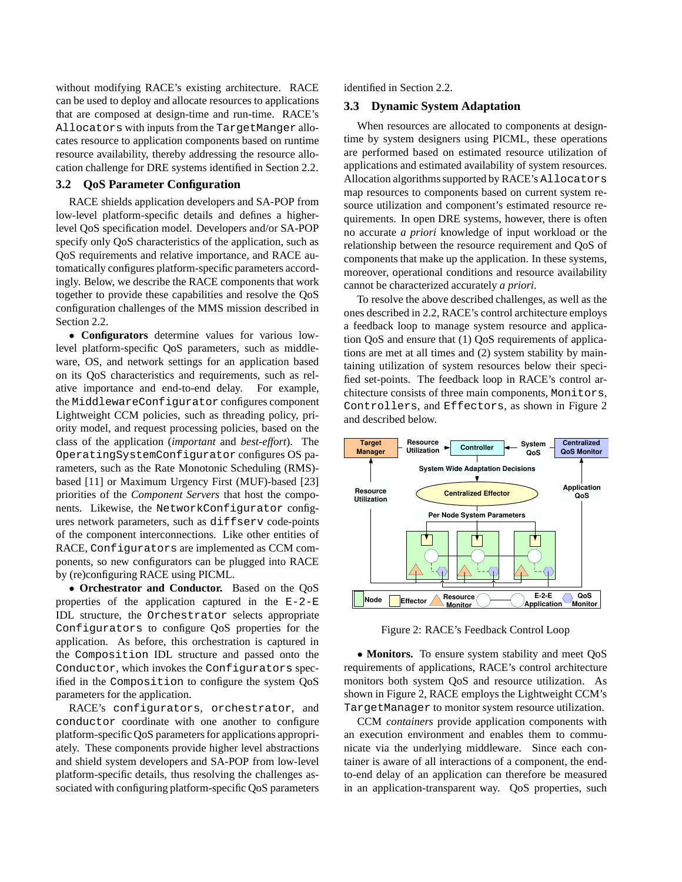without modifying RACE's existing architecture. RACE can be used to deploy and allocate resources to applications that are composed at design-time and run-time. RACE's `Allocators` with inputs from the `TargetManger` allocates resource to application components based on runtime resource availability, thereby addressing the resource allocation challenge for DRE systems identified in Section 2.2.

### 3.2 QoS Parameter Configuration

RACE shields application developers and SA-POP from low-level platform-specific details and defines a higher-level QoS specification model. Developers and/or SA-POP specify only QoS characteristics of the application, such as QoS requirements and relative importance, and RACE automatically configures platform-specific parameters accordingly. Below, we describe the RACE components that work together to provide these capabilities and resolve the QoS configuration challenges of the MMS mission described in Section 2.2.

- **Configurators** determine values for various low-level platform-specific QoS parameters, such as middleware, OS, and network settings for an application based on its QoS characteristics and requirements, such as relative importance and end-to-end delay. For example, the `MiddlewareConfigurator` configures component Lightweight CCM policies, such as threading policy, priority model, and request processing policies, based on the class of the application (*important* and *best-effort*). The `OperatingSystemConfigurator` configures OS parameters, such as the Rate Monotonic Scheduling (RMS)-based [11] or Maximum Urgency First (MUF)-based [23] priorities of the *Component Servers* that host the components. Likewise, the `NetworkConfigurator` configures network parameters, such as `diffserv` code-points of the component interconnections. Like other entities of RACE, `Configurators` are implemented as CCM components, so new configurators can be plugged into RACE by (re)configuring RACE using PICML.

- **Orchestrator and Conductor.** Based on the QoS properties of the application captured in the `E-2-E` IDL structure, the `Orchestrator` selects appropriate `Configurators` to configure QoS properties for the application. As before, this orchestration is captured in the `Composition` IDL structure and passed onto the `Conductor`, which invokes the `Configurators` specified in the `Composition` to configure the system QoS parameters for the application.

RACE's `configurators`, `orchestrator`, and `conductor` coordinate with one another to configure platform-specific QoS parameters for applications appropriately. These components provide higher level abstractions and shield system developers and SA-POP from low-level platform-specific details, thus resolving the challenges associated with configuring platform-specific QoS parameters identified in Section 2.2.

### 3.3 Dynamic System Adaptation

When resources are allocated to components at design-time by system designers using PICML, these operations are performed based on estimated resource utilization of applications and estimated availability of system resources. Allocation algorithms supported by RACE's `Allocators` map resources to components based on current system resource utilization and component's estimated resource requirements. In open DRE systems, however, there is often no accurate *a priori* knowledge of input workload or the relationship between the resource requirement and QoS of components that make up the application. In these systems, moreover, operational conditions and resource availability cannot be characterized accurately *a priori*.

To resolve the above described challenges, as well as the ones described in 2.2, RACE's control architecture employs a feedback loop to manage system resource and application QoS and ensure that (1) QoS requirements of applications are met at all times and (2) system stability by maintaining utilization of system resources below their specified set-points. The feedback loop in RACE's control architecture consists of three main components, `Monitors`, `Controllers`, and `Effectors`, as shown in Figure 2 and described below.

Figure 2: RACE's Feedback Control Loop

- **Monitors.** To ensure system stability and meet QoS requirements of applications, RACE's control architecture monitors both system QoS and resource utilization. As shown in Figure 2, RACE employs the Lightweight CCM's `TargetManager` to monitor system resource utilization.

CCM *containers* provide application components with an execution environment and enables them to communicate via the underlying middleware. Since each container is aware of all interactions of a component, the end-to-end delay of an application can therefore be measured in an application-transparent way. QoS properties, such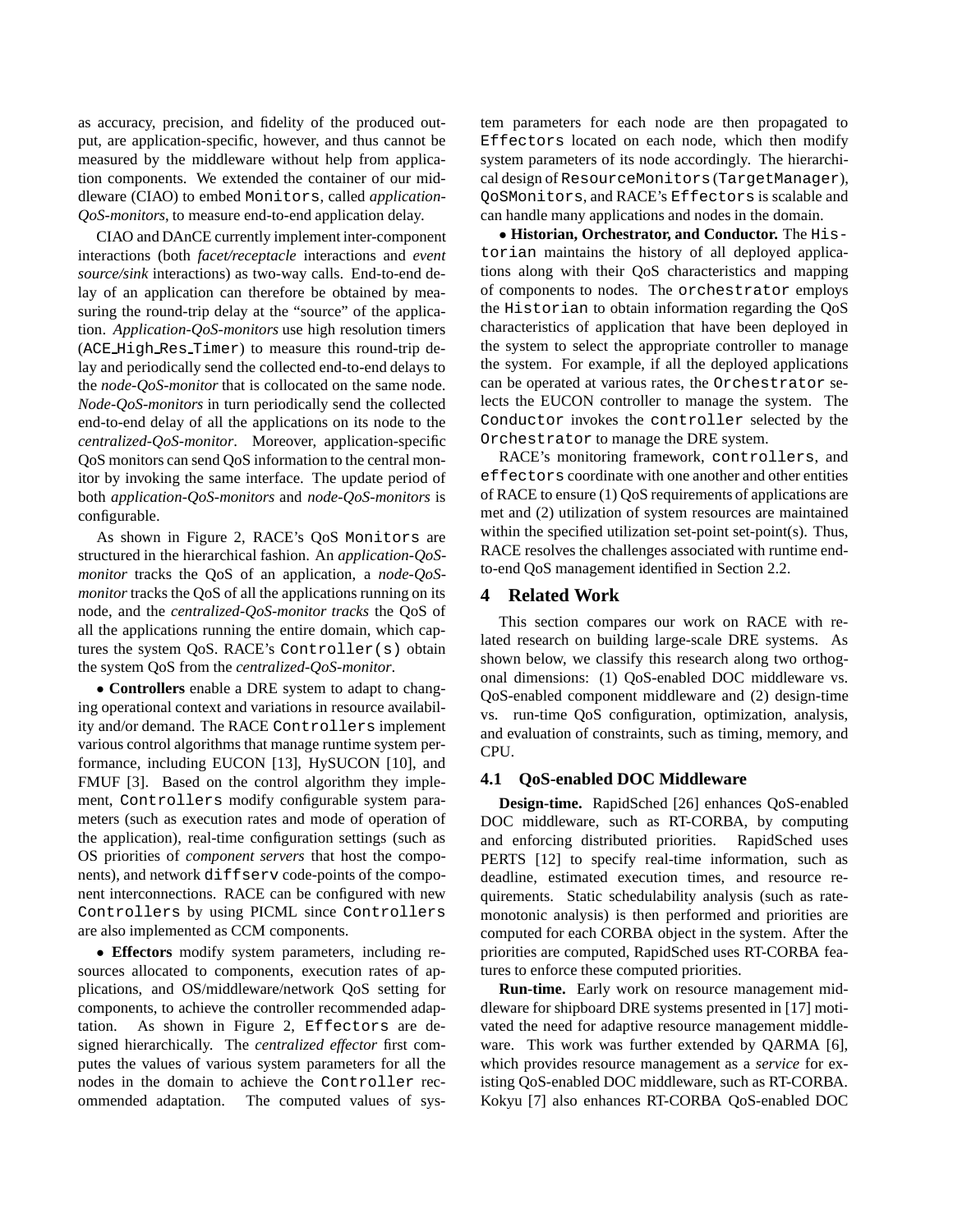as accuracy, precision, and fidelity of the produced output, are application-specific, however, and thus cannot be measured by the middleware without help from application components. We extended the container of our middleware (CIAO) to embed Monitors, called *application-QoS-monitors*, to measure end-to-end application delay.

CIAO and DAnCE currently implement inter-component interactions (both *facet/receptacle* interactions and *event source/sink* interactions) as two-way calls. End-to-end delay of an application can therefore be obtained by measuring the round-trip delay at the "source" of the application. *Application-QoS-monitors* use high resolution timers (ACE_High_Res_Timer) to measure this round-trip delay and periodically send the collected end-to-end delays to the *node-QoS-monitor* that is collocated on the same node. *Node-QoS-monitors* in turn periodically send the collected end-to-end delay of all the applications on its node to the *centralized-QoS-monitor*. Moreover, application-specific QoS monitors can send QoS information to the central monitor by invoking the same interface. The update period of both *application-QoS-monitors* and *node-QoS-monitors* is configurable.

As shown in Figure 2, RACE's QoS Monitors are structured in the hierarchical fashion. An *application-QoS-monitor* tracks the QoS of an application, a *node-QoS-monitor* tracks the QoS of all the applications running on its node, and the *centralized-QoS-monitor tracks* the QoS of all the applications running the entire domain, which captures the system QoS. RACE's Controller(s) obtain the system QoS from the *centralized-QoS-monitor*.

- **Controllers** enable a DRE system to adapt to changing operational context and variations in resource availability and/or demand. The RACE Controllers implement various control algorithms that manage runtime system performance, including EUCON [13], HySUCON [10], and FMUF [3]. Based on the control algorithm they implement, Controllers modify configurable system parameters (such as execution rates and mode of operation of the application), real-time configuration settings (such as OS priorities of *component servers* that host the components), and network diffserv code-points of the component interconnections. RACE can be configured with new Controllers by using PICML since Controllers are also implemented as CCM components.

- **Effectors** modify system parameters, including resources allocated to components, execution rates of applications, and OS/middleware/network QoS setting for components, to achieve the controller recommended adaptation. As shown in Figure 2, Effectors are designed hierarchically. The *centralized effector* first computes the values of various system parameters for all the nodes in the domain to achieve the Controller recommended adaptation. The computed values of system parameters for each node are then propagated to Effectors located on each node, which then modify system parameters of its node accordingly. The hierarchical design of ResourceMonitors (TargetManager), QoSMonitors, and RACE's Effectors is scalable and can handle many applications and nodes in the domain.

- **Historian, Orchestrator, and Conductor.** The Historian maintains the history of all deployed applications along with their QoS characteristics and mapping of components to nodes. The orchestrator employs the Historian to obtain information regarding the QoS characteristics of application that have been deployed in the system to select the appropriate controller to manage the system. For example, if all the deployed applications can be operated at various rates, the Orchestrator selects the EUCON controller to manage the system. The Conductor invokes the controller selected by the Orchestrator to manage the DRE system.

RACE's monitoring framework, controllers, and effectors coordinate with one another and other entities of RACE to ensure (1) QoS requirements of applications are met and (2) utilization of system resources are maintained within the specified utilization set-point set-point(s). Thus, RACE resolves the challenges associated with runtime end-to-end QoS management identified in Section 2.2.

## 4 Related Work

This section compares our work on RACE with related research on building large-scale DRE systems. As shown below, we classify this research along two orthogonal dimensions: (1) QoS-enabled DOC middleware vs. QoS-enabled component middleware and (2) design-time vs. run-time QoS configuration, optimization, analysis, and evaluation of constraints, such as timing, memory, and CPU.

### 4.1 QoS-enabled DOC Middleware

**Design-time.** RapidSched [26] enhances QoS-enabled DOC middleware, such as RT-CORBA, by computing and enforcing distributed priorities. RapidSched uses PERTS [12] to specify real-time information, such as deadline, estimated execution times, and resource requirements. Static schedulability analysis (such as rate-monotonic analysis) is then performed and priorities are computed for each CORBA object in the system. After the priorities are computed, RapidSched uses RT-CORBA features to enforce these computed priorities.

**Run-time.** Early work on resource management middleware for shipboard DRE systems presented in [17] motivated the need for adaptive resource management middleware. This work was further extended by QARMA [6], which provides resource management as a *service* for existing QoS-enabled DOC middleware, such as RT-CORBA. Kokyu [7] also enhances RT-CORBA QoS-enabled DOC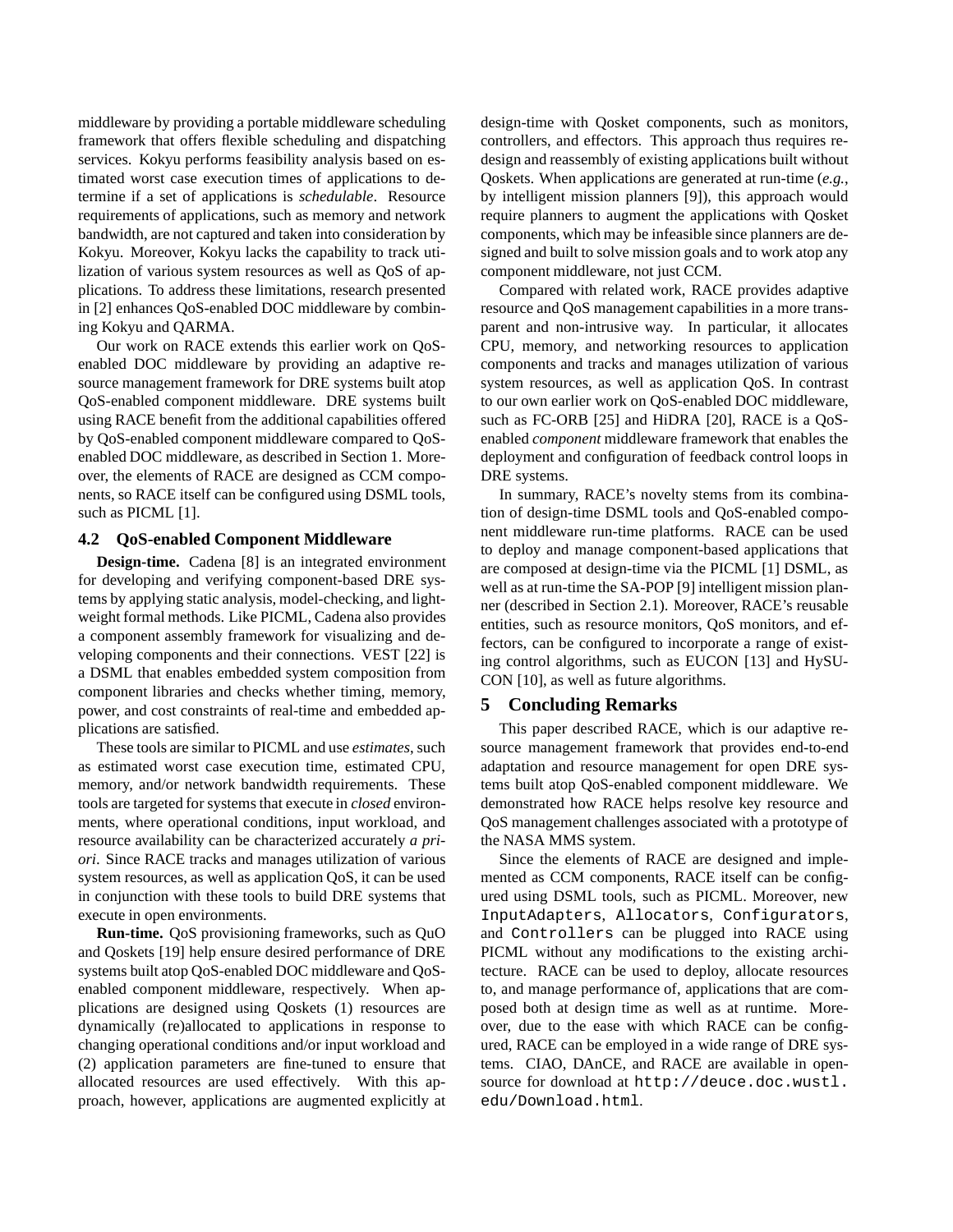middleware by providing a portable middleware scheduling framework that offers flexible scheduling and dispatching services. Kokyu performs feasibility analysis based on estimated worst case execution times of applications to determine if a set of applications is *schedulable*. Resource requirements of applications, such as memory and network bandwidth, are not captured and taken into consideration by Kokyu. Moreover, Kokyu lacks the capability to track utilization of various system resources as well as QoS of applications. To address these limitations, research presented in [2] enhances QoS-enabled DOC middleware by combining Kokyu and QARMA.

Our work on RACE extends this earlier work on QoS-enabled DOC middleware by providing an adaptive resource management framework for DRE systems built atop QoS-enabled component middleware. DRE systems built using RACE benefit from the additional capabilities offered by QoS-enabled component middleware compared to QoS-enabled DOC middleware, as described in Section 1. Moreover, the elements of RACE are designed as CCM components, so RACE itself can be configured using DSML tools, such as PICML [1].

### 4.2 QoS-enabled Component Middleware

**Design-time.** Cadena [8] is an integrated environment for developing and verifying component-based DRE systems by applying static analysis, model-checking, and lightweight formal methods. Like PICML, Cadena also provides a component assembly framework for visualizing and developing components and their connections. VEST [22] is a DSML that enables embedded system composition from component libraries and checks whether timing, memory, power, and cost constraints of real-time and embedded applications are satisfied.

These tools are similar to PICML and use *estimates*, such as estimated worst case execution time, estimated CPU, memory, and/or network bandwidth requirements. These tools are targeted for systems that execute in *closed* environments, where operational conditions, input workload, and resource availability can be characterized accurately *a priori*. Since RACE tracks and manages utilization of various system resources, as well as application QoS, it can be used in conjunction with these tools to build DRE systems that execute in open environments.

**Run-time.** QoS provisioning frameworks, such as QuO and Qoskets [19] help ensure desired performance of DRE systems built atop QoS-enabled DOC middleware and QoS-enabled component middleware, respectively. When applications are designed using Qoskets (1) resources are dynamically (re)allocated to applications in response to changing operational conditions and/or input workload and (2) application parameters are fine-tuned to ensure that allocated resources are used effectively. With this approach, however, applications are augmented explicitly at design-time with Qosket components, such as monitors, controllers, and effectors. This approach thus requires redesign and reassembly of existing applications built without Qoskets. When applications are generated at run-time (*e.g.*, by intelligent mission planners [9]), this approach would require planners to augment the applications with Qosket components, which may be infeasible since planners are designed and built to solve mission goals and to work atop any component middleware, not just CCM.

Compared with related work, RACE provides adaptive resource and QoS management capabilities in a more transparent and non-intrusive way. In particular, it allocates CPU, memory, and networking resources to application components and tracks and manages utilization of various system resources, as well as application QoS. In contrast to our own earlier work on QoS-enabled DOC middleware, such as FC-ORB [25] and HiDRA [20], RACE is a QoS-enabled *component* middleware framework that enables the deployment and configuration of feedback control loops in DRE systems.

In summary, RACE's novelty stems from its combination of design-time DSML tools and QoS-enabled component middleware run-time platforms. RACE can be used to deploy and manage component-based applications that are composed at design-time via the PICML [1] DSML, as well as at run-time the SA-POP [9] intelligent mission planner (described in Section 2.1). Moreover, RACE's reusable entities, such as resource monitors, QoS monitors, and effectors, can be configured to incorporate a range of existing control algorithms, such as EUCON [13] and HySUCON [10], as well as future algorithms.

## 5 Concluding Remarks

This paper described RACE, which is our adaptive resource management framework that provides end-to-end adaptation and resource management for open DRE systems built atop QoS-enabled component middleware. We demonstrated how RACE helps resolve key resource and QoS management challenges associated with a prototype of the NASA MMS system.

Since the elements of RACE are designed and implemented as CCM components, RACE itself can be configured using DSML tools, such as PICML. Moreover, new `InputAdapters`, `Allocators`, `Configurators`, and `Controllers` can be plugged into RACE using PICML without any modifications to the existing architecture. RACE can be used to deploy, allocate resources to, and manage performance of, applications that are composed both at design time as well as at runtime. Moreover, due to the ease with which RACE can be configured, RACE can be employed in a wide range of DRE systems. CIAO, DAnCE, and RACE are available in open-source for download at `http://deuce.doc.wustl.edu/Download.html`.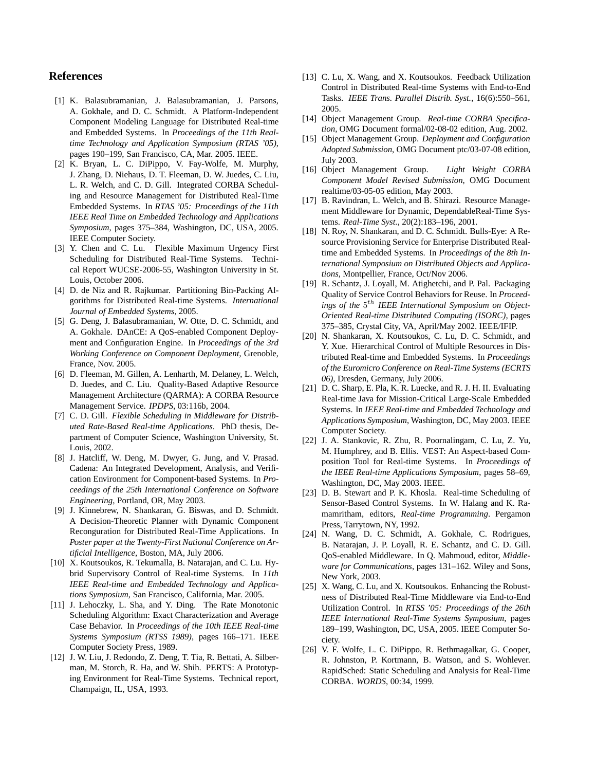## References

[1] K. Balasubramanian, J. Balasubramanian, J. Parsons, A. Gokhale, and D. C. Schmidt. A Platform-Independent Component Modeling Language for Distributed Real-time and Embedded Systems. In *Proceedings of the 11th Real-time Technology and Application Symposium (RTAS '05)*, pages 190–199, San Francisco, CA, Mar. 2005. IEEE.

[2] K. Bryan, L. C. DiPippo, V. Fay-Wolfe, M. Murphy, J. Zhang, D. Niehaus, D. T. Fleeman, D. W. Juedes, C. Liu, L. R. Welch, and C. D. Gill. Integrated CORBA Scheduling and Resource Management for Distributed Real-Time Embedded Systems. In *RTAS '05: Proceedings of the 11th IEEE Real Time on Embedded Technology and Applications Symposium*, pages 375–384, Washington, DC, USA, 2005. IEEE Computer Society.

[3] Y. Chen and C. Lu. Flexible Maximum Urgency First Scheduling for Distributed Real-Time Systems. Technical Report WUCSE-2006-55, Washington University in St. Louis, October 2006.

[4] D. de Niz and R. Rajkumar. Partitioning Bin-Packing Algorithms for Distributed Real-time Systems. *International Journal of Embedded Systems*, 2005.

[5] G. Deng, J. Balasubramanian, W. Otte, D. C. Schmidt, and A. Gokhale. DAnCE: A QoS-enabled Component Deployment and Configuration Engine. In *Proceedings of the 3rd Working Conference on Component Deployment*, Grenoble, France, Nov. 2005.

[6] D. Fleeman, M. Gillen, A. Lenharth, M. Delaney, L. Welch, D. Juedes, and C. Liu. Quality-Based Adaptive Resource Management Architecture (QARMA): A CORBA Resource Management Service. *IPDPS*, 03:116b, 2004.

[7] C. D. Gill. *Flexible Scheduling in Middleware for Distributed Rate-Based Real-time Applications*. PhD thesis, Department of Computer Science, Washington University, St. Louis, 2002.

[8] J. Hatcliff, W. Deng, M. Dwyer, G. Jung, and V. Prasad. Cadena: An Integrated Development, Analysis, and Verification Environment for Component-based Systems. In *Proceedings of the 25th International Conference on Software Engineering*, Portland, OR, May 2003.

[9] J. Kinnebrew, N. Shankaran, G. Biswas, and D. Schmidt. A Decision-Theoretic Planner with Dynamic Component Reconguration for Distributed Real-Time Applications. In *Poster paper at the Twenty-First National Conference on Artificial Intelligence*, Boston, MA, July 2006.

[10] X. Koutsoukos, R. Tekumalla, B. Natarajan, and C. Lu. Hybrid Supervisory Control of Real-time Systems. In *11th IEEE Real-time and Embedded Technology and Applications Symposium*, San Francisco, California, Mar. 2005.

[11] J. Lehoczky, L. Sha, and Y. Ding. The Rate Monotonic Scheduling Algorithm: Exact Characterization and Average Case Behavior. In *Proceedings of the 10th IEEE Real-time Systems Symposium (RTSS 1989)*, pages 166–171. IEEE Computer Society Press, 1989.

[12] J. W. Liu, J. Redondo, Z. Deng, T. Tia, R. Bettati, A. Silberman, M. Storch, R. Ha, and W. Shih. PERTS: A Prototyping Environment for Real-Time Systems. Technical report, Champaign, IL, USA, 1993.

[13] C. Lu, X. Wang, and X. Koutsoukos. Feedback Utilization Control in Distributed Real-time Systems with End-to-End Tasks. *IEEE Trans. Parallel Distrib. Syst.*, 16(6):550–561, 2005.

[14] Object Management Group. *Real-time CORBA Specification*, OMG Document formal/02-08-02 edition, Aug. 2002.

[15] Object Management Group. *Deployment and Configuration Adopted Submission*, OMG Document ptc/03-07-08 edition, July 2003.

[16] Object Management Group. *Light Weight CORBA Component Model Revised Submission*, OMG Document realtime/03-05-05 edition, May 2003.

[17] B. Ravindran, L. Welch, and B. Shirazi. Resource Management Middleware for Dynamic, DependableReal-Time Systems. *Real-Time Syst.*, 20(2):183–196, 2001.

[18] N. Roy, N. Shankaran, and D. C. Schmidt. Bulls-Eye: A Resource Provisioning Service for Enterprise Distributed Real-time and Embedded Systems. In *Proceedings of the 8th International Symposium on Distributed Objects and Applications*, Montpellier, France, Oct/Nov 2006.

[19] R. Schantz, J. Loyall, M. Atighetchi, and P. Pal. Packaging Quality of Service Control Behaviors for Reuse. In *Proceedings of the* $5^{th}$ *IEEE International Symposium on Object-Oriented Real-time Distributed Computing (ISORC)*, pages 375–385, Crystal City, VA, April/May 2002. IEEE/IFIP.

[20] N. Shankaran, X. Koutsoukos, C. Lu, D. C. Schmidt, and Y. Xue. Hierarchical Control of Multiple Resources in Distributed Real-time and Embedded Systems. In *Proceedings of the Euromicro Conference on Real-Time Systems (ECRTS 06)*, Dresden, Germany, July 2006.

[21] D. C. Sharp, E. Pla, K. R. Luecke, and R. J. H. II. Evaluating Real-time Java for Mission-Critical Large-Scale Embedded Systems. In *IEEE Real-time and Embedded Technology and Applications Symposium*, Washington, DC, May 2003. IEEE Computer Society.

[22] J. A. Stankovic, R. Zhu, R. Poornalingam, C. Lu, Z. Yu, M. Humphrey, and B. Ellis. VEST: An Aspect-based Composition Tool for Real-time Systems. In *Proceedings of the IEEE Real-time Applications Symposium*, pages 58–69, Washington, DC, May 2003. IEEE.

[23] D. B. Stewart and P. K. Khosla. Real-time Scheduling of Sensor-Based Control Systems. In W. Halang and K. Ramamritham, editors, *Real-time Programming*. Pergamon Press, Tarrytown, NY, 1992.

[24] N. Wang, D. C. Schmidt, A. Gokhale, C. Rodrigues, B. Natarajan, J. P. Loyall, R. E. Schantz, and C. D. Gill. QoS-enabled Middleware. In Q. Mahmoud, editor, *Middleware for Communications*, pages 131–162. Wiley and Sons, New York, 2003.

[25] X. Wang, C. Lu, and X. Koutsoukos. Enhancing the Robustness of Distributed Real-Time Middleware via End-to-End Utilization Control. In *RTSS '05: Proceedings of the 26th IEEE International Real-Time Systems Symposium*, pages 189–199, Washington, DC, USA, 2005. IEEE Computer Society.

[26] V. F. Wolfe, L. C. DiPippo, R. Bethmagalkar, G. Cooper, R. Johnston, P. Kortmann, B. Watson, and S. Wohlever. RapidSched: Static Scheduling and Analysis for Real-Time CORBA. *WORDS*, 00:34, 1999.